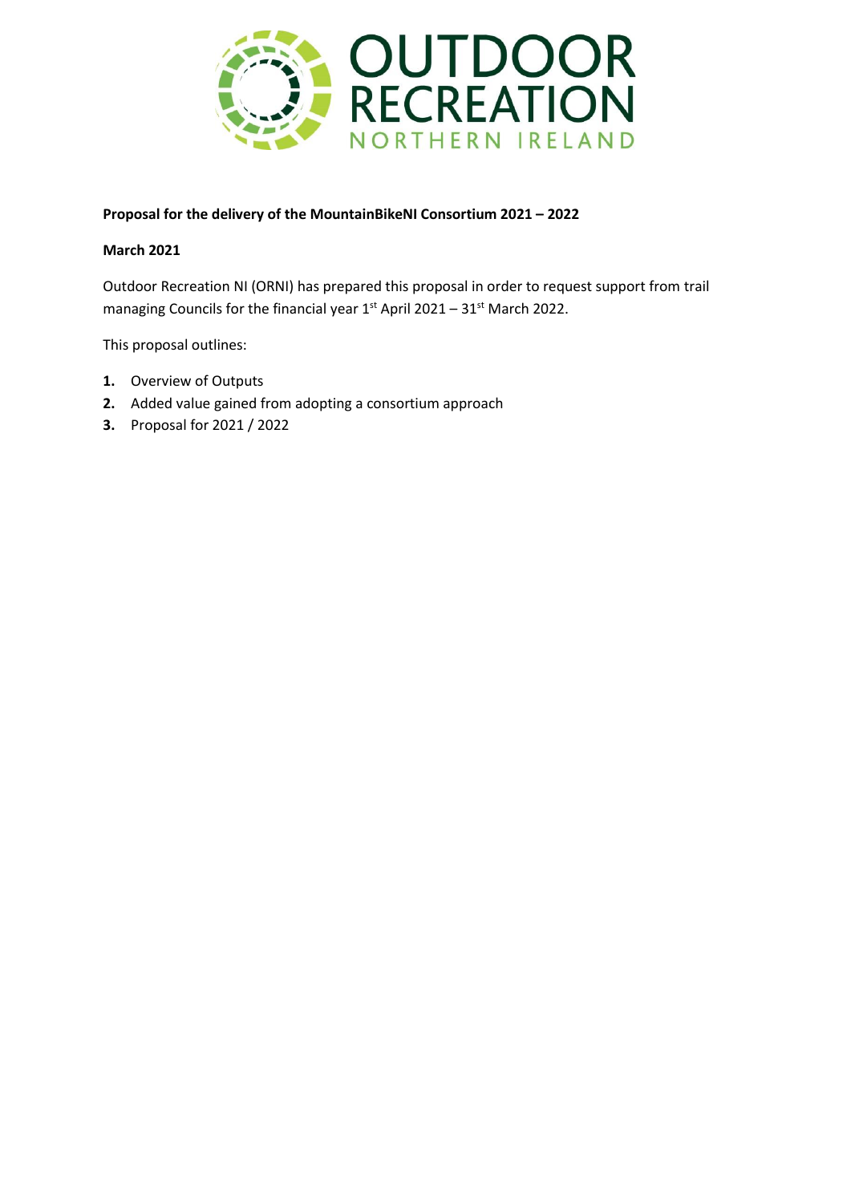OUTDOOR RECREATION NORTHERN IRELAND

**Proposal for the delivery of the MountainBikeNI Consortium 2021 – 2022**

**March 2021**

Outdoor Recreation NI (ORNI) has prepared this proposal in order to request support from trail managing Councils for the financial year 1st April 2021 – 31st March 2022.

This proposal outlines:

1. Overview of Outputs
2. Added value gained from adopting a consortium approach
3. Proposal for 2021 / 2022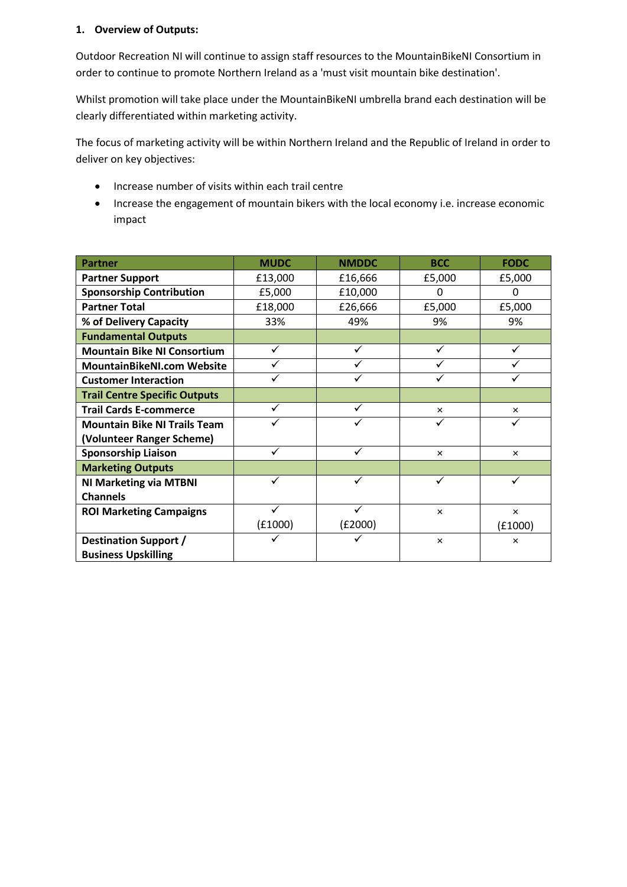## 1. Overview of Outputs:

Outdoor Recreation NI will continue to assign staff resources to the MountainBikeNI Consortium in order to continue to promote Northern Ireland as a 'must visit mountain bike destination'.

Whilst promotion will take place under the MountainBikeNI umbrella brand each destination will be clearly differentiated within marketing activity.

The focus of marketing activity will be within Northern Ireland and the Republic of Ireland in order to deliver on key objectives:

- Increase number of visits within each trail centre
- Increase the engagement of mountain bikers with the local economy i.e. increase economic impact

| Partner | MUDC | NMDDC | BCC | FODC |
|---|---|---|---|---|
| **Partner Support** | £13,000 | £16,666 | £5,000 | £5,000 |
| **Sponsorship Contribution** | £5,000 | £10,000 | 0 | 0 |
| **Partner Total** | £18,000 | £26,666 | £5,000 | £5,000 |
| **% of Delivery Capacity** | 33% | 49% | 9% | 9% |
| **Fundamental Outputs** | | | | |
| **Mountain Bike NI Consortium** | ✓ | ✓ | ✓ | ✓ |
| **MountainBikeNI.com Website** | ✓ | ✓ | ✓ | ✓ |
| **Customer Interaction** | ✓ | ✓ | ✓ | ✓ |
| **Trail Centre Specific Outputs** | | | | |
| **Trail Cards E-commerce** | ✓ | ✓ | × | × |
| **Mountain Bike NI Trails Team (Volunteer Ranger Scheme)** | ✓ | ✓ | ✓ | ✓ |
| **Sponsorship Liaison** | ✓ | ✓ | × | × |
| **Marketing Outputs** | | | | |
| **NI Marketing via MTBNI Channels** | ✓ | ✓ | ✓ | ✓ |
| **ROI Marketing Campaigns** | ✓ (£1000) | ✓ (£2000) | × | × (£1000) |
| **Destination Support / Business Upskilling** | ✓ | ✓ | × | × |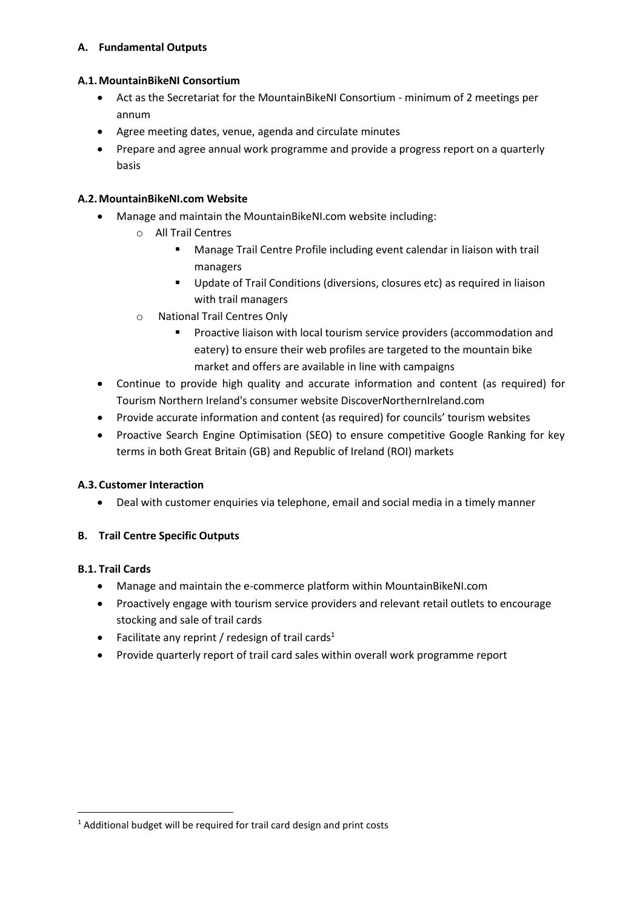## A. Fundamental Outputs

### A.1. MountainBikeNI Consortium

- Act as the Secretariat for the MountainBikeNI Consortium - minimum of 2 meetings per annum
- Agree meeting dates, venue, agenda and circulate minutes
- Prepare and agree annual work programme and provide a progress report on a quarterly basis

### A.2. MountainBikeNI.com Website

- Manage and maintain the MountainBikeNI.com website including:
  - All Trail Centres
    - Manage Trail Centre Profile including event calendar in liaison with trail managers
    - Update of Trail Conditions (diversions, closures etc) as required in liaison with trail managers
  - National Trail Centres Only
    - Proactive liaison with local tourism service providers (accommodation and eatery) to ensure their web profiles are targeted to the mountain bike market and offers are available in line with campaigns
- Continue to provide high quality and accurate information and content (as required) for Tourism Northern Ireland's consumer website DiscoverNorthernIreland.com
- Provide accurate information and content (as required) for councils' tourism websites
- Proactive Search Engine Optimisation (SEO) to ensure competitive Google Ranking for key terms in both Great Britain (GB) and Republic of Ireland (ROI) markets

### A.3. Customer Interaction

- Deal with customer enquiries via telephone, email and social media in a timely manner

## B. Trail Centre Specific Outputs

### B.1. Trail Cards

- Manage and maintain the e-commerce platform within MountainBikeNI.com
- Proactively engage with tourism service providers and relevant retail outlets to encourage stocking and sale of trail cards
- Facilitate any reprint / redesign of trail cards[1]
- Provide quarterly report of trail card sales within overall work programme report

[1] Additional budget will be required for trail card design and print costs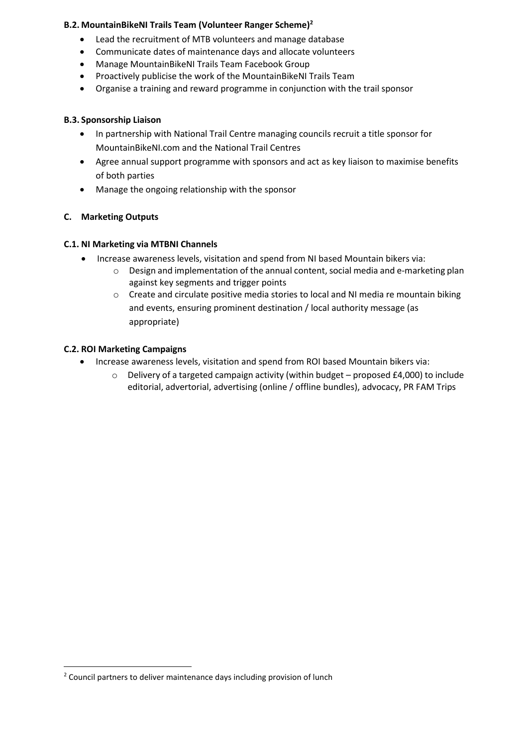**B.2. MountainBikeNI Trails Team (Volunteer Ranger Scheme)[2]**

- Lead the recruitment of MTB volunteers and manage database
- Communicate dates of maintenance days and allocate volunteers
- Manage MountainBikeNI Trails Team Facebook Group
- Proactively publicise the work of the MountainBikeNI Trails Team
- Organise a training and reward programme in conjunction with the trail sponsor

**B.3. Sponsorship Liaison**

- In partnership with National Trail Centre managing councils recruit a title sponsor for MountainBikeNI.com and the National Trail Centres
- Agree annual support programme with sponsors and act as key liaison to maximise benefits of both parties
- Manage the ongoing relationship with the sponsor

**C. Marketing Outputs**

**C.1. NI Marketing via MTBNI Channels**

- Increase awareness levels, visitation and spend from NI based Mountain bikers via:
  - Design and implementation of the annual content, social media and e-marketing plan against key segments and trigger points
  - Create and circulate positive media stories to local and NI media re mountain biking and events, ensuring prominent destination / local authority message (as appropriate)

**C.2. ROI Marketing Campaigns**

- Increase awareness levels, visitation and spend from ROI based Mountain bikers via:
  - Delivery of a targeted campaign activity (within budget – proposed £4,000) to include editorial, advertorial, advertising (online / offline bundles), advocacy, PR FAM Trips

[2] Council partners to deliver maintenance days including provision of lunch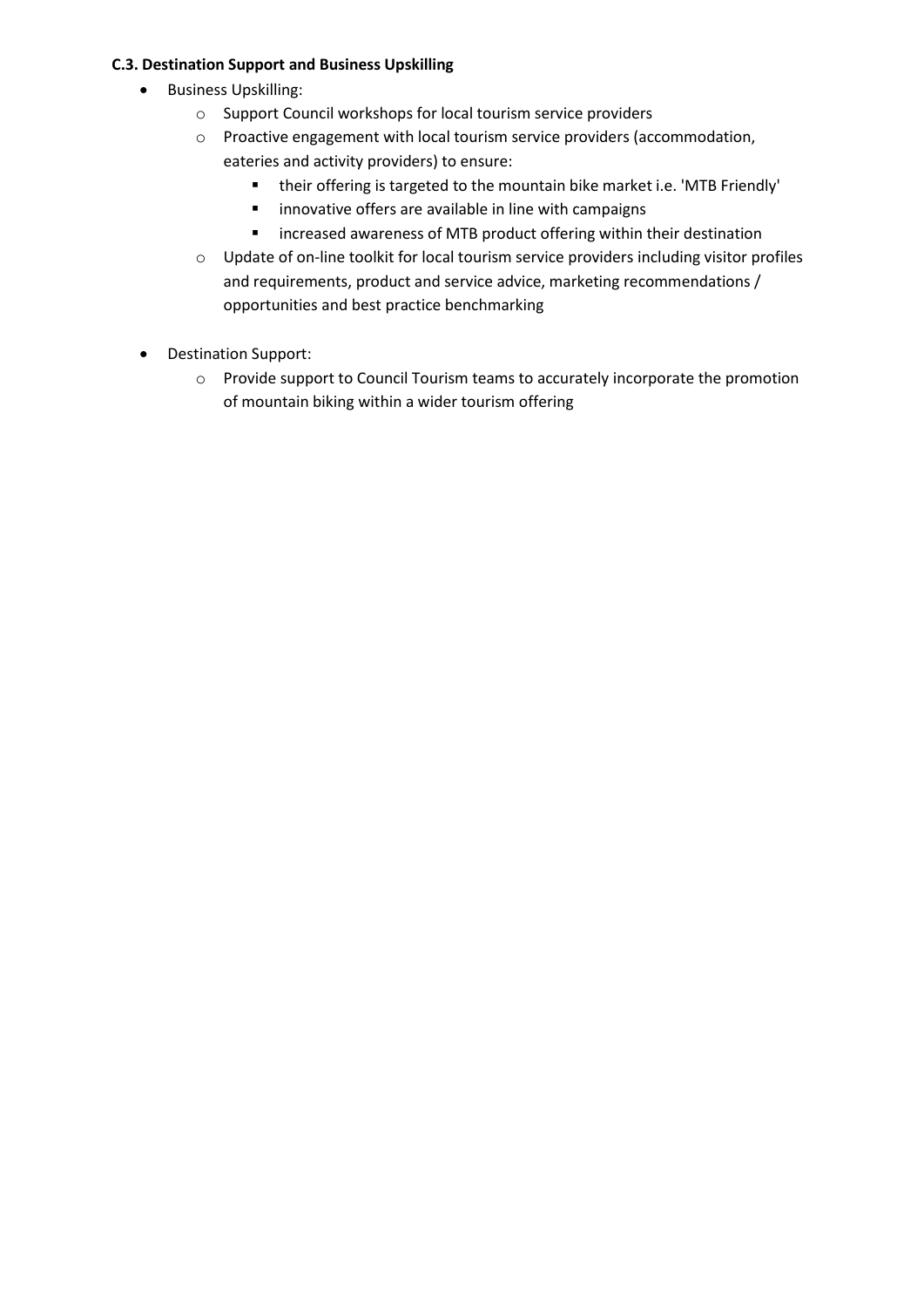### C.3. Destination Support and Business Upskilling

- Business Upskilling:
  - Support Council workshops for local tourism service providers
  - Proactive engagement with local tourism service providers (accommodation, eateries and activity providers) to ensure:
    - their offering is targeted to the mountain bike market i.e. 'MTB Friendly'
    - innovative offers are available in line with campaigns
    - increased awareness of MTB product offering within their destination
  - Update of on-line toolkit for local tourism service providers including visitor profiles and requirements, product and service advice, marketing recommendations / opportunities and best practice benchmarking

- Destination Support:
  - Provide support to Council Tourism teams to accurately incorporate the promotion of mountain biking within a wider tourism offering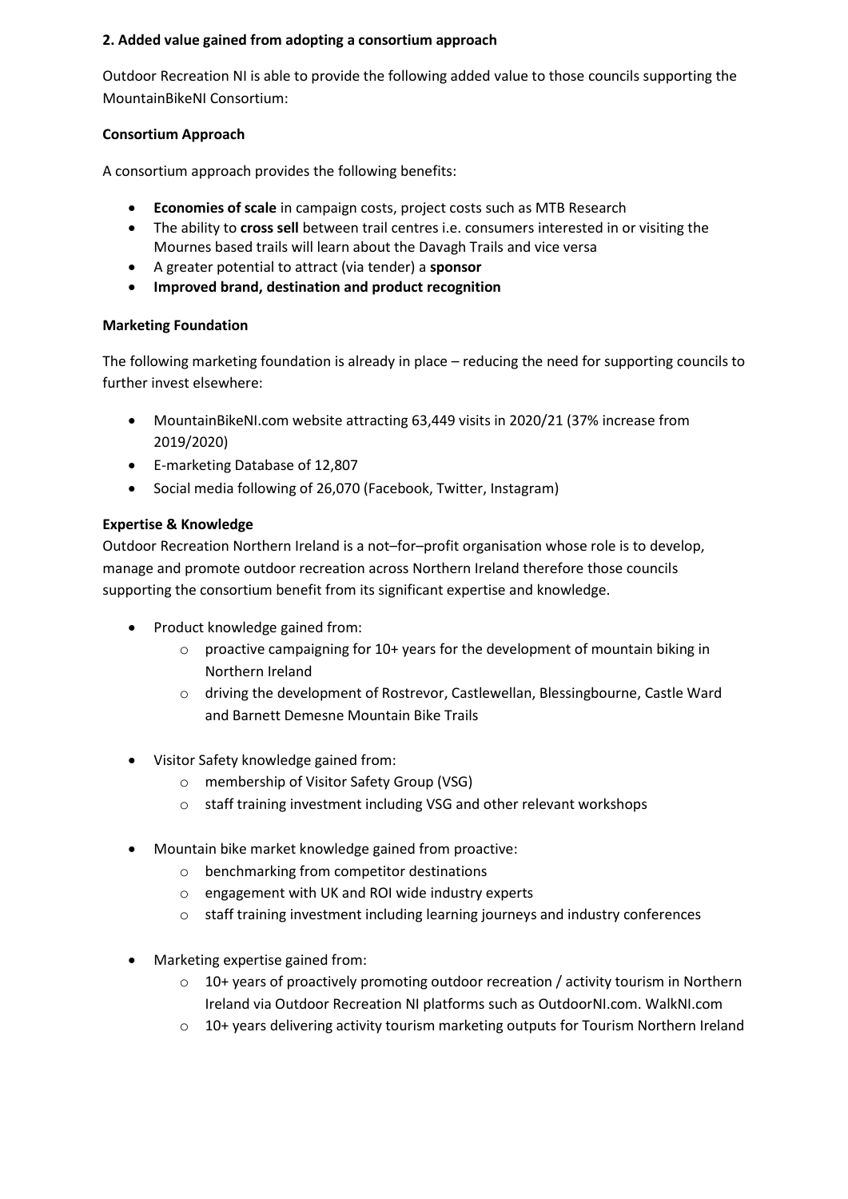## 2. Added value gained from adopting a consortium approach

Outdoor Recreation NI is able to provide the following added value to those councils supporting the MountainBikeNI Consortium:

### Consortium Approach

A consortium approach provides the following benefits:

- **Economies of scale** in campaign costs, project costs such as MTB Research
- The ability to **cross sell** between trail centres i.e. consumers interested in or visiting the Mournes based trails will learn about the Davagh Trails and vice versa
- A greater potential to attract (via tender) a **sponsor**
- **Improved brand, destination and product recognition**

### Marketing Foundation

The following marketing foundation is already in place – reducing the need for supporting councils to further invest elsewhere:

- MountainBikeNI.com website attracting 63,449 visits in 2020/21 (37% increase from 2019/2020)
- E-marketing Database of 12,807
- Social media following of 26,070 (Facebook, Twitter, Instagram)

### Expertise & Knowledge

Outdoor Recreation Northern Ireland is a not–for–profit organisation whose role is to develop, manage and promote outdoor recreation across Northern Ireland therefore those councils supporting the consortium benefit from its significant expertise and knowledge.

- Product knowledge gained from:
  - proactive campaigning for 10+ years for the development of mountain biking in Northern Ireland
  - driving the development of Rostrevor, Castlewellan, Blessingbourne, Castle Ward and Barnett Demesne Mountain Bike Trails

- Visitor Safety knowledge gained from:
  - membership of Visitor Safety Group (VSG)
  - staff training investment including VSG and other relevant workshops

- Mountain bike market knowledge gained from proactive:
  - benchmarking from competitor destinations
  - engagement with UK and ROI wide industry experts
  - staff training investment including learning journeys and industry conferences

- Marketing expertise gained from:
  - 10+ years of proactively promoting outdoor recreation / activity tourism in Northern Ireland via Outdoor Recreation NI platforms such as OutdoorNI.com. WalkNI.com
  - 10+ years delivering activity tourism marketing outputs for Tourism Northern Ireland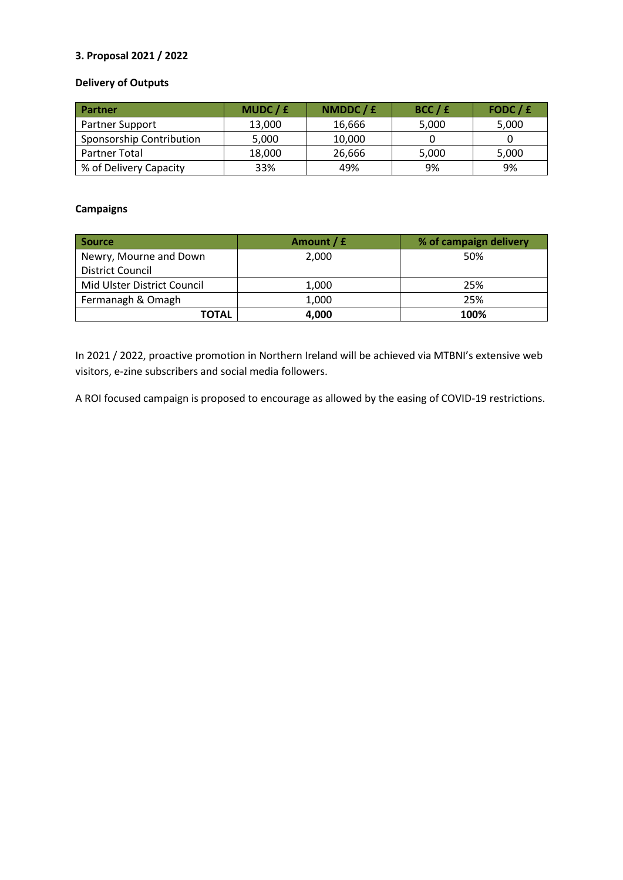**3. Proposal 2021 / 2022**

**Delivery of Outputs**

| Partner | MUDC / £ | NMDDC / £ | BCC / £ | FODC / £ |
|---|---|---|---|---|
| Partner Support | 13,000 | 16,666 | 5,000 | 5,000 |
| Sponsorship Contribution | 5,000 | 10,000 | 0 | 0 |
| Partner Total | 18,000 | 26,666 | 5,000 | 5,000 |
| % of Delivery Capacity | 33% | 49% | 9% | 9% |

**Campaigns**

| Source | Amount / £ | % of campaign delivery |
|---|---|---|
| Newry, Mourne and Down District Council | 2,000 | 50% |
| Mid Ulster District Council | 1,000 | 25% |
| Fermanagh & Omagh | 1,000 | 25% |
| **TOTAL** | **4,000** | **100%** |

In 2021 / 2022, proactive promotion in Northern Ireland will be achieved via MTBNI's extensive web visitors, e-zine subscribers and social media followers.

A ROI focused campaign is proposed to encourage as allowed by the easing of COVID-19 restrictions.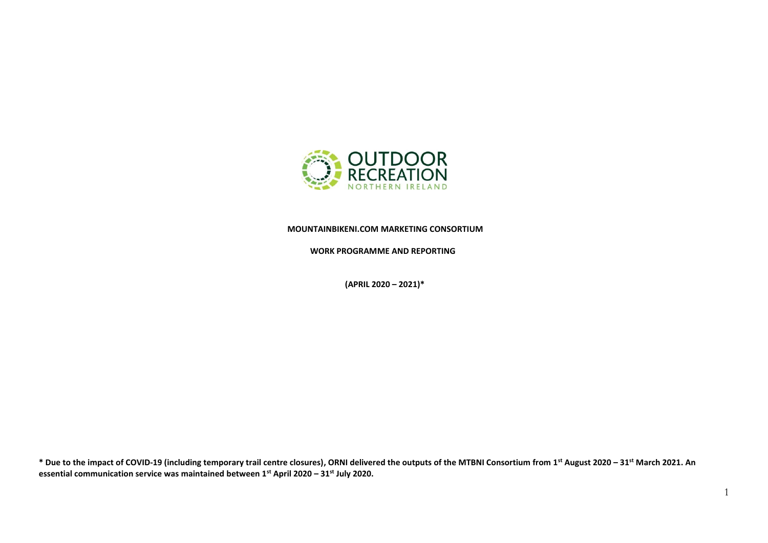OUTDOOR RECREATION NORTHERN IRELAND

**MOUNTAINBIKENI.COM MARKETING CONSORTIUM**

**WORK PROGRAMME AND REPORTING**

**(APRIL 2020 – 2021)***

**\* Due to the impact of COVID-19 (including temporary trail centre closures), ORNI delivered the outputs of the MTBNI Consortium from 1st August 2020 – 31st March 2021. An essential communication service was maintained between 1st April 2020 – 31st July 2020.**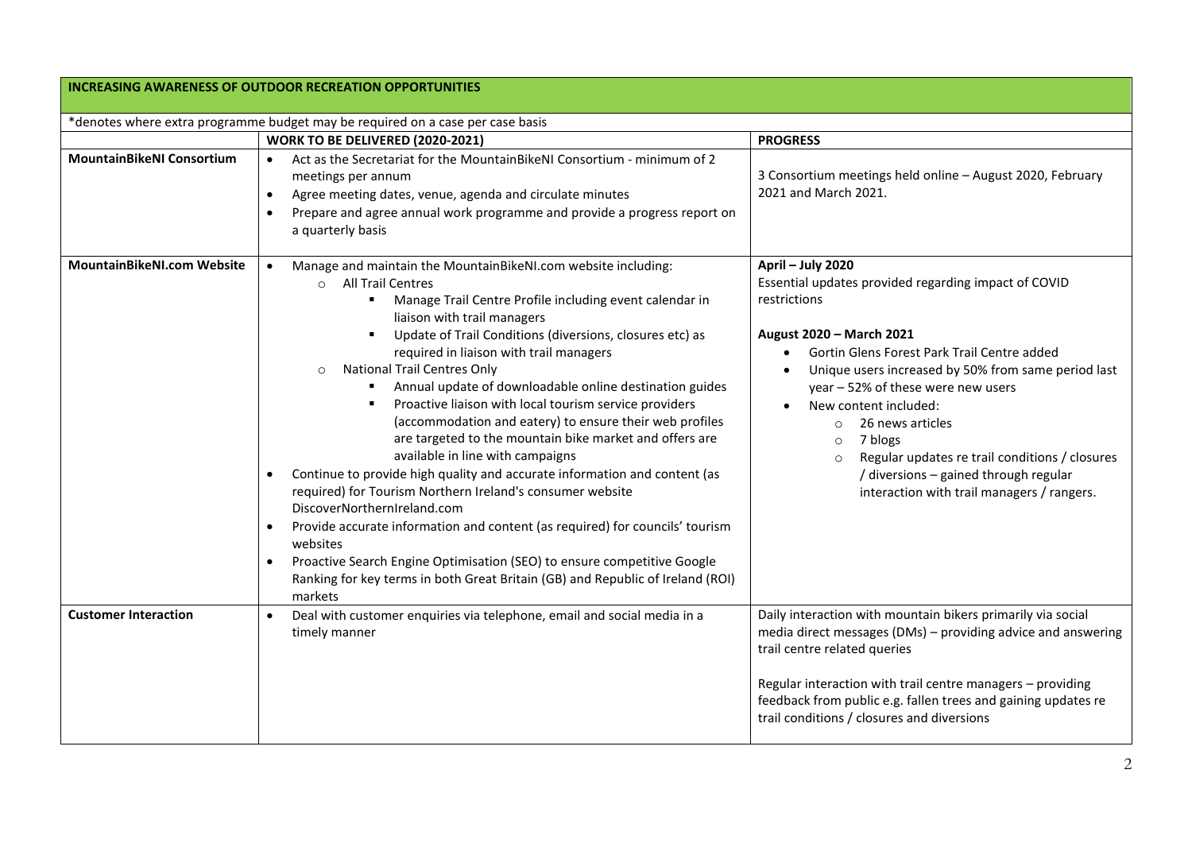## INCREASING AWARENESS OF OUTDOOR RECREATION OPPORTUNITIES

*denotes where extra programme budget may be required on a case per case basis

| | WORK TO BE DELIVERED (2020-2021) | PROGRESS |
|---|---|---|
| **MountainBikeNI Consortium** | • Act as the Secretariat for the MountainBikeNI Consortium - minimum of 2 meetings per annum<br>• Agree meeting dates, venue, agenda and circulate minutes<br>• Prepare and agree annual work programme and provide a progress report on a quarterly basis | 3 Consortium meetings held online – August 2020, February 2021 and March 2021. |
| **MountainBikeNI.com Website** | • Manage and maintain the MountainBikeNI.com website including:<br>&nbsp;&nbsp;○ All Trail Centres<br>&nbsp;&nbsp;&nbsp;&nbsp;▪ Manage Trail Centre Profile including event calendar in liaison with trail managers<br>&nbsp;&nbsp;&nbsp;&nbsp;▪ Update of Trail Conditions (diversions, closures etc) as required in liaison with trail managers<br>&nbsp;&nbsp;○ National Trail Centres Only<br>&nbsp;&nbsp;&nbsp;&nbsp;▪ Annual update of downloadable online destination guides<br>&nbsp;&nbsp;&nbsp;&nbsp;▪ Proactive liaison with local tourism service providers (accommodation and eatery) to ensure their web profiles are targeted to the mountain bike market and offers are available in line with campaigns<br>• Continue to provide high quality and accurate information and content (as required) for Tourism Northern Ireland's consumer website DiscoverNorthernIreland.com<br>• Provide accurate information and content (as required) for councils' tourism websites<br>• Proactive Search Engine Optimisation (SEO) to ensure competitive Google Ranking for key terms in both Great Britain (GB) and Republic of Ireland (ROI) markets | **April – July 2020**<br>Essential updates provided regarding impact of COVID restrictions<br><br>**August 2020 – March 2021**<br>• Gortin Glens Forest Park Trail Centre added<br>• Unique users increased by 50% from same period last year – 52% of these were new users<br>• New content included:<br>&nbsp;&nbsp;○ 26 news articles<br>&nbsp;&nbsp;○ 7 blogs<br>&nbsp;&nbsp;○ Regular updates re trail conditions / closures / diversions – gained through regular interaction with trail managers / rangers. |
| **Customer Interaction** | • Deal with customer enquiries via telephone, email and social media in a timely manner | Daily interaction with mountain bikers primarily via social media direct messages (DMs) – providing advice and answering trail centre related queries<br><br>Regular interaction with trail centre managers – providing feedback from public e.g. fallen trees and gaining updates re trail conditions / closures and diversions |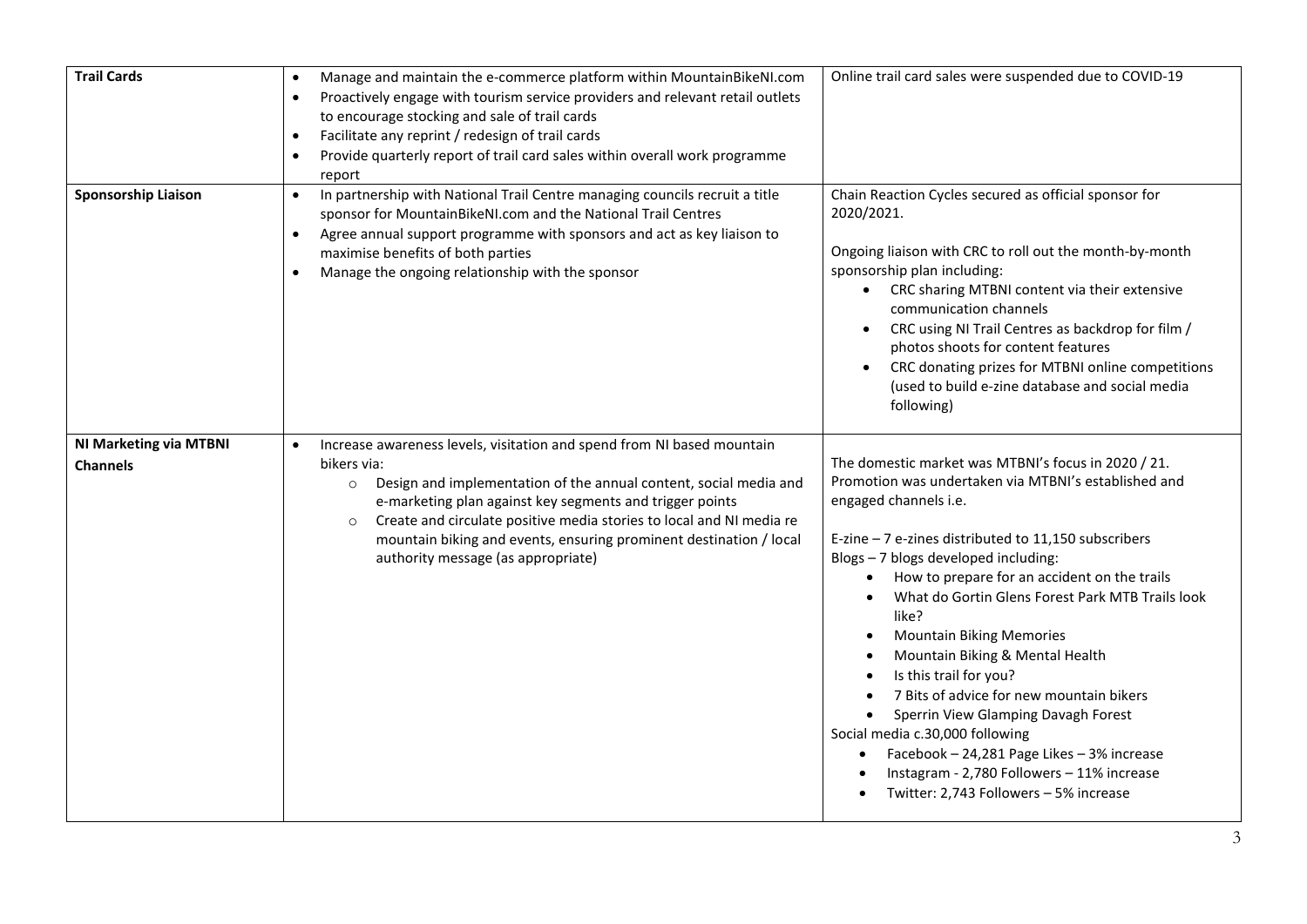| | | |
|---|---|---|
| **Trail Cards** | • Manage and maintain the e-commerce platform within MountainBikeNI.com<br>• Proactively engage with tourism service providers and relevant retail outlets to encourage stocking and sale of trail cards<br>• Facilitate any reprint / redesign of trail cards<br>• Provide quarterly report of trail card sales within overall work programme report | Online trail card sales were suspended due to COVID-19 |
| **Sponsorship Liaison** | • In partnership with National Trail Centre managing councils recruit a title sponsor for MountainBikeNI.com and the National Trail Centres<br>• Agree annual support programme with sponsors and act as key liaison to maximise benefits of both parties<br>• Manage the ongoing relationship with the sponsor | Chain Reaction Cycles secured as official sponsor for 2020/2021.<br><br>Ongoing liaison with CRC to roll out the month-by-month sponsorship plan including:<br>• CRC sharing MTBNI content via their extensive communication channels<br>• CRC using NI Trail Centres as backdrop for film / photos shoots for content features<br>• CRC donating prizes for MTBNI online competitions (used to build e-zine database and social media following) |
| **NI Marketing via MTBNI Channels** | • Increase awareness levels, visitation and spend from NI based mountain bikers via:<br>  ○ Design and implementation of the annual content, social media and e-marketing plan against key segments and trigger points<br>  ○ Create and circulate positive media stories to local and NI media re mountain biking and events, ensuring prominent destination / local authority message (as appropriate) | The domestic market was MTBNI's focus in 2020 / 21. Promotion was undertaken via MTBNI's established and engaged channels i.e.<br><br>E-zine – 7 e-zines distributed to 11,150 subscribers<br>Blogs – 7 blogs developed including:<br>• How to prepare for an accident on the trails<br>• What do Gortin Glens Forest Park MTB Trails look like?<br>• Mountain Biking Memories<br>• Mountain Biking & Mental Health<br>• Is this trail for you?<br>• 7 Bits of advice for new mountain bikers<br>• Sperrin View Glamping Davagh Forest<br>Social media c.30,000 following<br>• Facebook – 24,281 Page Likes – 3% increase<br>• Instagram - 2,780 Followers – 11% increase<br>• Twitter: 2,743 Followers – 5% increase |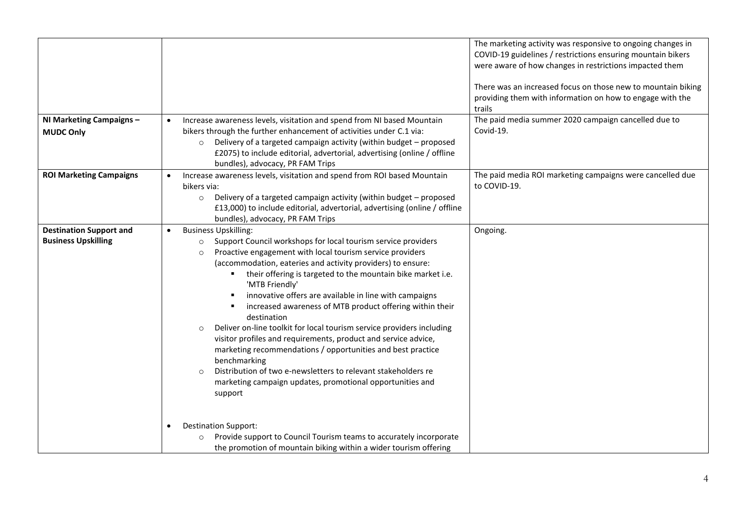| | | |
|---|---|---|
| | | The marketing activity was responsive to ongoing changes in COVID-19 guidelines / restrictions ensuring mountain bikers were aware of how changes in restrictions impacted them<br><br>There was an increased focus on those new to mountain biking providing them with information on how to engage with the trails |
| **NI Marketing Campaigns – MUDC Only** | • Increase awareness levels, visitation and spend from NI based Mountain bikers through the further enhancement of activities under C.1 via:<br>o Delivery of a targeted campaign activity (within budget – proposed £2075) to include editorial, advertorial, advertising (online / offline bundles), advocacy, PR FAM Trips | The paid media summer 2020 campaign cancelled due to Covid-19. |
| **ROI Marketing Campaigns** | • Increase awareness levels, visitation and spend from ROI based Mountain bikers via:<br>o Delivery of a targeted campaign activity (within budget – proposed £13,000) to include editorial, advertorial, advertising (online / offline bundles), advocacy, PR FAM Trips | The paid media ROI marketing campaigns were cancelled due to COVID-19. |
| **Destination Support and Business Upskilling** | • Business Upskilling:<br>o Support Council workshops for local tourism service providers<br>o Proactive engagement with local tourism service providers (accommodation, eateries and activity providers) to ensure:<br>▪ their offering is targeted to the mountain bike market i.e. 'MTB Friendly'<br>▪ innovative offers are available in line with campaigns<br>▪ increased awareness of MTB product offering within their destination<br>o Deliver on-line toolkit for local tourism service providers including visitor profiles and requirements, product and service advice, marketing recommendations / opportunities and best practice benchmarking<br>o Distribution of two e-newsletters to relevant stakeholders re marketing campaign updates, promotional opportunities and support<br><br>• Destination Support:<br>o Provide support to Council Tourism teams to accurately incorporate the promotion of mountain biking within a wider tourism offering | Ongoing. |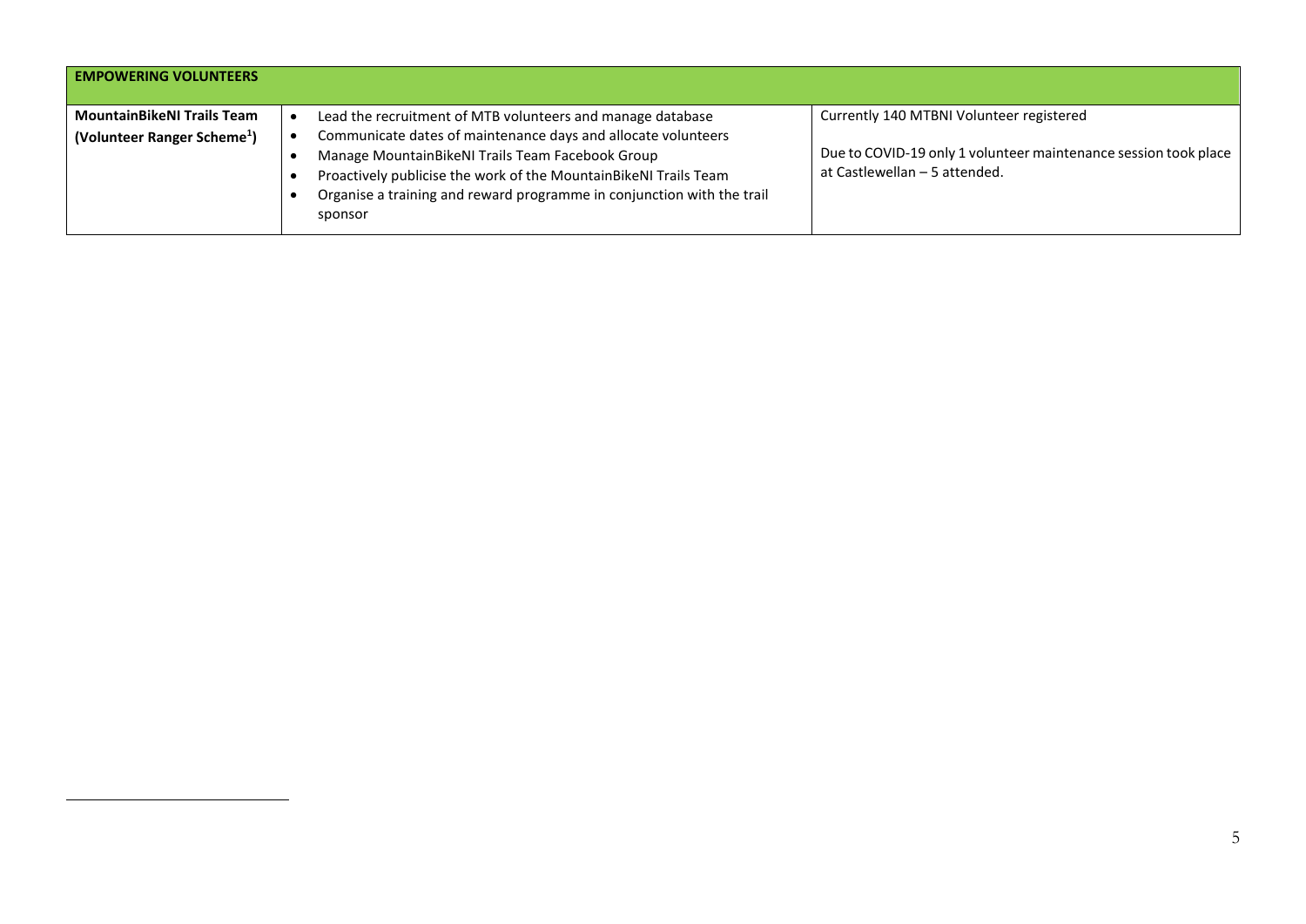| EMPOWERING VOLUNTEERS | | |
|---|---|---|
| **MountainBikeNI Trails Team (Volunteer Ranger Scheme[1])** | • Lead the recruitment of MTB volunteers and manage database<br>• Communicate dates of maintenance days and allocate volunteers<br>• Manage MountainBikeNI Trails Team Facebook Group<br>• Proactively publicise the work of the MountainBikeNI Trails Team<br>• Organise a training and reward programme in conjunction with the trail sponsor | Currently 140 MTBNI Volunteer registered<br><br>Due to COVID-19 only 1 volunteer maintenance session took place at Castlewellan – 5 attended. |